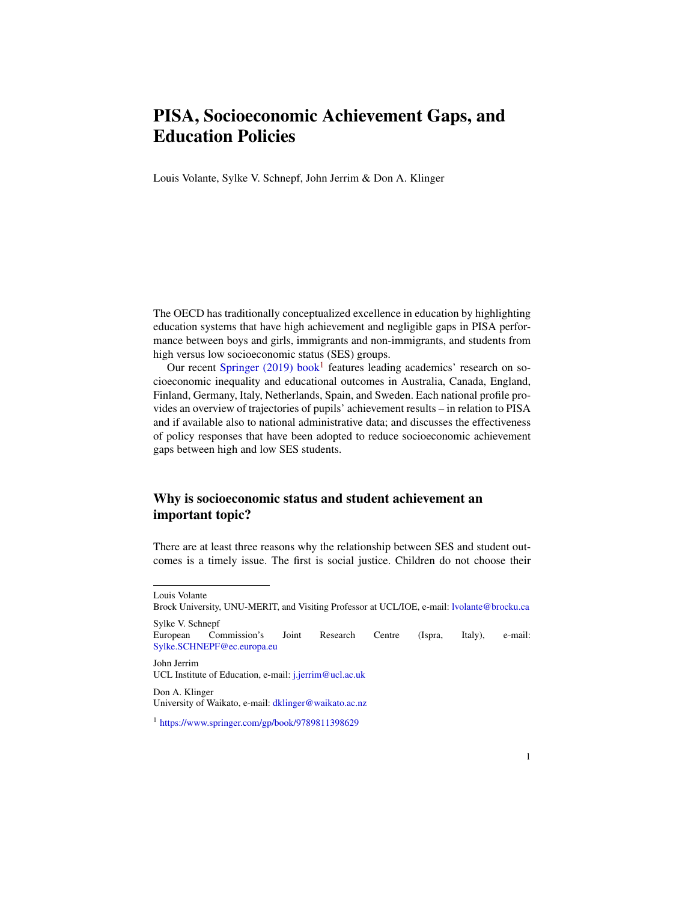# PISA, Socioeconomic Achievement Gaps, and Education Policies

Louis Volante, Sylke V. Schnepf, John Jerrim & Don A. Klinger

The OECD has traditionally conceptualized excellence in education by highlighting education systems that have high achievement and negligible gaps in PISA performance between boys and girls, immigrants and non-immigrants, and students from high versus low socioeconomic status (SES) groups.

Our recent Springer (2019) book[1] features leading academics' research on socioeconomic inequality and educational outcomes in Australia, Canada, England, Finland, Germany, Italy, Netherlands, Spain, and Sweden. Each national profile provides an overview of trajectories of pupils' achievement results – in relation to PISA and if available also to national administrative data; and discusses the effectiveness of policy responses that have been adopted to reduce socioeconomic achievement gaps between high and low SES students.

## Why is socioeconomic status and student achievement an important topic?

There are at least three reasons why the relationship between SES and student outcomes is a timely issue. The first is social justice. Children do not choose their

---

Louis Volante
Brock University, UNU-MERIT, and Visiting Professor at UCL/IOE, e-mail: lvolante@brocku.ca

Sylke V. Schnepf
European Commission's Joint Research Centre (Ispra, Italy), e-mail: Sylke.SCHNEPF@ec.europa.eu

John Jerrim
UCL Institute of Education, e-mail: j.jerrim@ucl.ac.uk

Don A. Klinger
University of Waikato, e-mail: dklinger@waikato.ac.nz

[1] https://www.springer.com/gp/book/9789811398629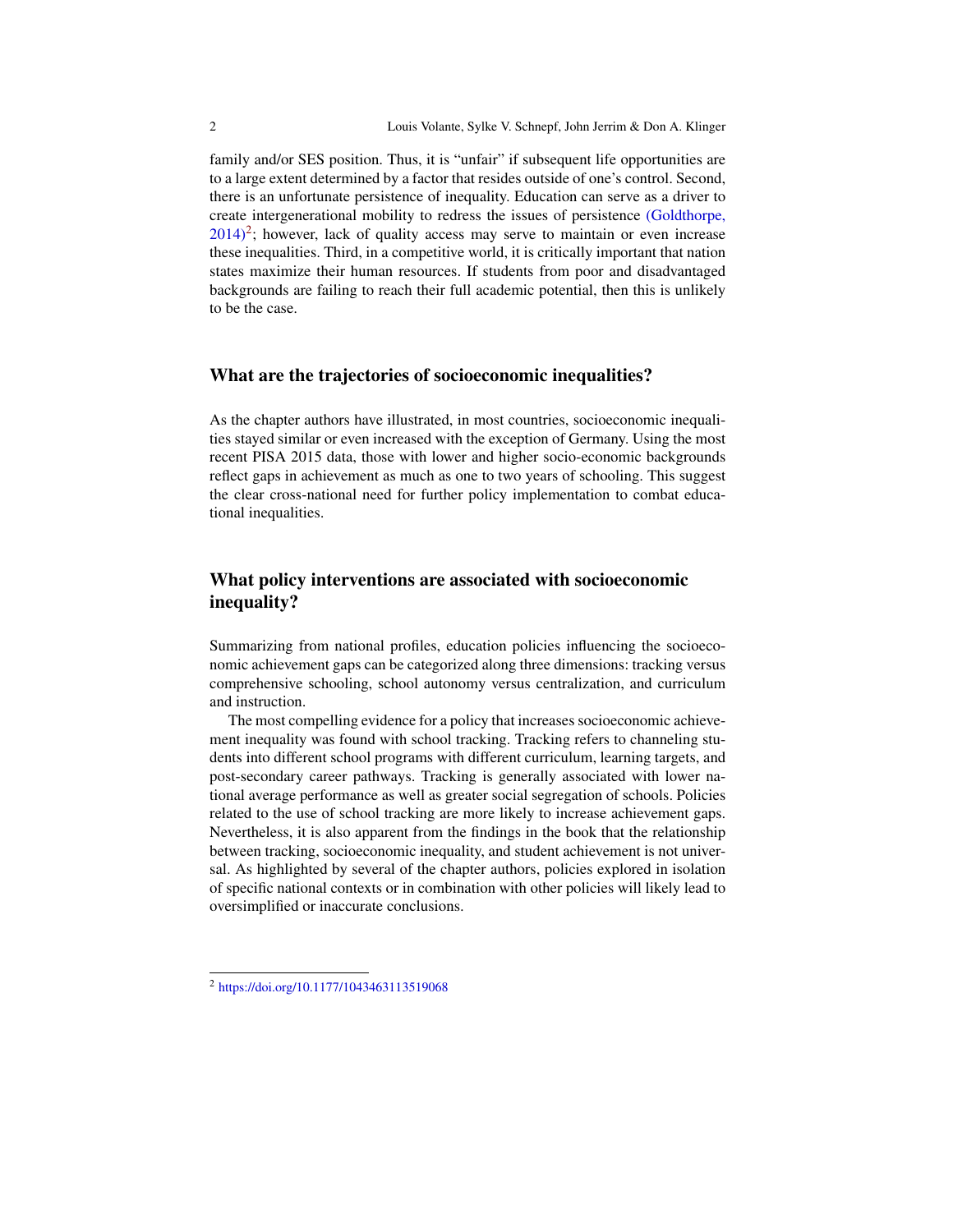family and/or SES position. Thus, it is "unfair" if subsequent life opportunities are to a large extent determined by a factor that resides outside of one's control. Second, there is an unfortunate persistence of inequality. Education can serve as a driver to create intergenerational mobility to redress the issues of persistence (Goldthorpe, 2014)[2]; however, lack of quality access may serve to maintain or even increase these inequalities. Third, in a competitive world, it is critically important that nation states maximize their human resources. If students from poor and disadvantaged backgrounds are failing to reach their full academic potential, then this is unlikely to be the case.

## What are the trajectories of socioeconomic inequalities?

As the chapter authors have illustrated, in most countries, socioeconomic inequalities stayed similar or even increased with the exception of Germany. Using the most recent PISA 2015 data, those with lower and higher socio-economic backgrounds reflect gaps in achievement as much as one to two years of schooling. This suggest the clear cross-national need for further policy implementation to combat educational inequalities.

## What policy interventions are associated with socioeconomic inequality?

Summarizing from national profiles, education policies influencing the socioeconomic achievement gaps can be categorized along three dimensions: tracking versus comprehensive schooling, school autonomy versus centralization, and curriculum and instruction.

The most compelling evidence for a policy that increases socioeconomic achievement inequality was found with school tracking. Tracking refers to channeling students into different school programs with different curriculum, learning targets, and post-secondary career pathways. Tracking is generally associated with lower national average performance as well as greater social segregation of schools. Policies related to the use of school tracking are more likely to increase achievement gaps. Nevertheless, it is also apparent from the findings in the book that the relationship between tracking, socioeconomic inequality, and student achievement is not universal. As highlighted by several of the chapter authors, policies explored in isolation of specific national contexts or in combination with other policies will likely lead to oversimplified or inaccurate conclusions.

---

[2] https://doi.org/10.1177/1043463113519068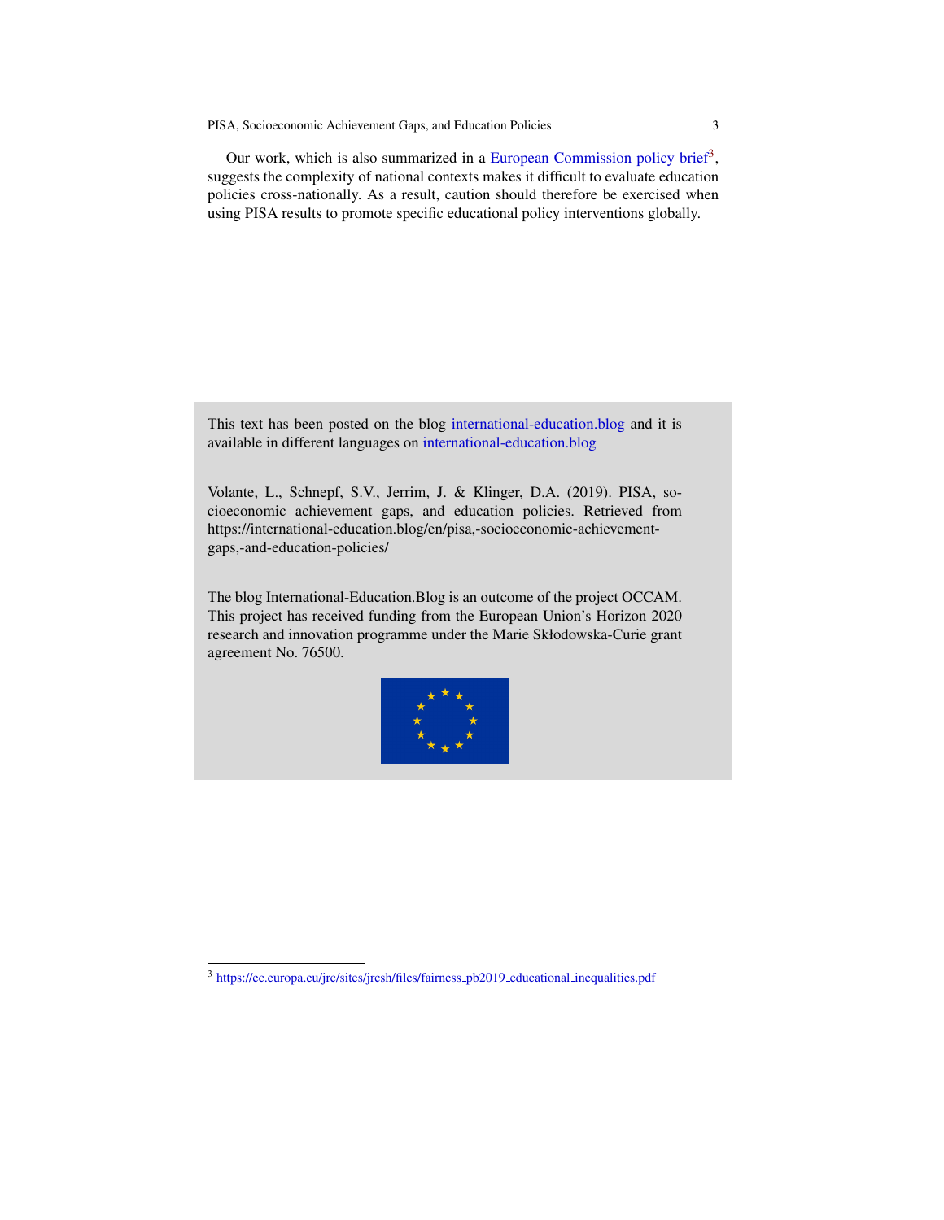Our work, which is also summarized in a European Commission policy brief[3], suggests the complexity of national contexts makes it difficult to evaluate education policies cross-nationally. As a result, caution should therefore be exercised when using PISA results to promote specific educational policy interventions globally.

This text has been posted on the blog international-education.blog and it is available in different languages on international-education.blog

Volante, L., Schnepf, S.V., Jerrim, J. & Klinger, D.A. (2019). PISA, socioeconomic achievement gaps, and education policies. Retrieved from https://international-education.blog/en/pisa,-socioeconomic-achievement-gaps,-and-education-policies/

The blog International-Education.Blog is an outcome of the project OCCAM. This project has received funding from the European Union's Horizon 2020 research and innovation programme under the Marie Skłodowska-Curie grant agreement No. 76500.

[3] https://ec.europa.eu/jrc/sites/jrcsh/files/fairness_pb2019_educational_inequalities.pdf